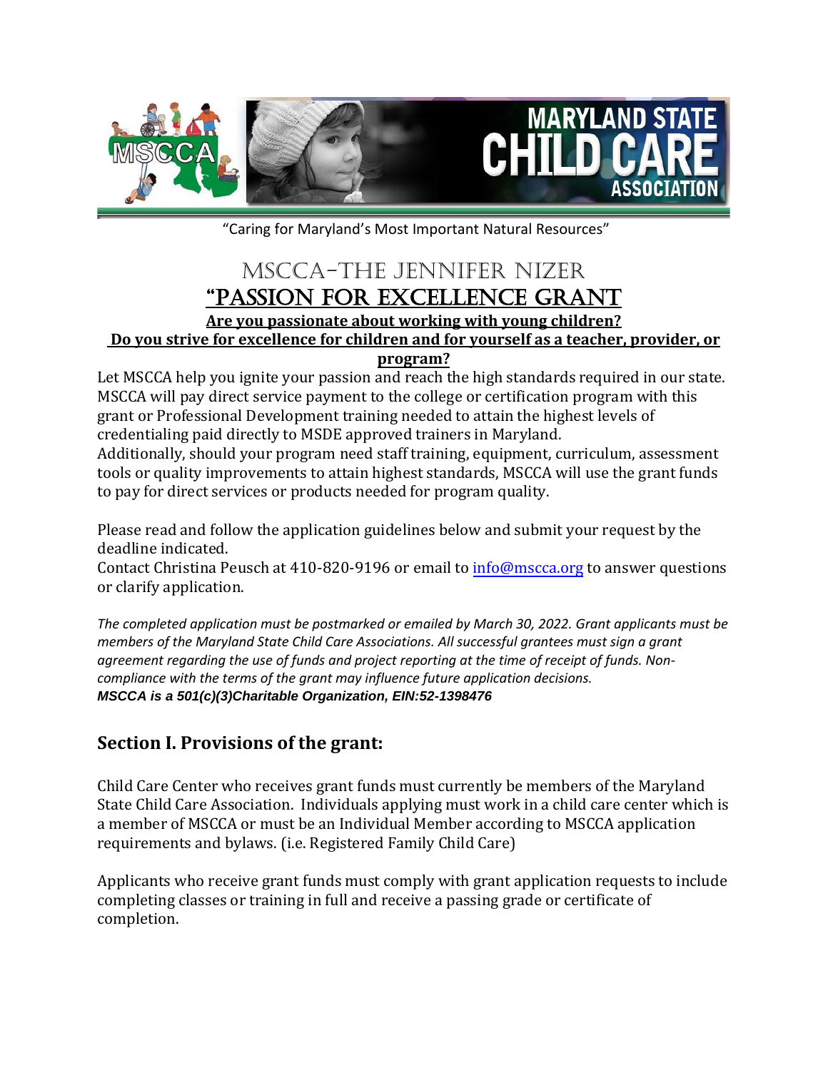MARYLAND STATE CHILD CARE ASSOCIATION

"Caring for Maryland's Most Important Natural Resources"

# MSCCA-The Jennifer Nizer

# "Passion for Excellence Grant

**Are you passionate about working with young children?**

**Do you strive for excellence for children and for yourself as a teacher, provider, or program?**

Let MSCCA help you ignite your passion and reach the high standards required in our state. MSCCA will pay direct service payment to the college or certification program with this grant or Professional Development training needed to attain the highest levels of credentialing paid directly to MSDE approved trainers in Maryland.

Additionally, should your program need staff training, equipment, curriculum, assessment tools or quality improvements to attain highest standards, MSCCA will use the grant funds to pay for direct services or products needed for program quality.

Please read and follow the application guidelines below and submit your request by the deadline indicated.

Contact Christina Peusch at 410-820-9196 or email to info@mscca.org to answer questions or clarify application.

*The completed application must be postmarked or emailed by March 30, 2022. Grant applicants must be members of the Maryland State Child Care Associations. All successful grantees must sign a grant agreement regarding the use of funds and project reporting at the time of receipt of funds. Non-compliance with the terms of the grant may influence future application decisions.*

***MSCCA is a 501(c)(3)Charitable Organization, EIN:52-1398476***

## Section I. Provisions of the grant:

Child Care Center who receives grant funds must currently be members of the Maryland State Child Care Association. Individuals applying must work in a child care center which is a member of MSCCA or must be an Individual Member according to MSCCA application requirements and bylaws. (i.e. Registered Family Child Care)

Applicants who receive grant funds must comply with grant application requests to include completing classes or training in full and receive a passing grade or certificate of completion.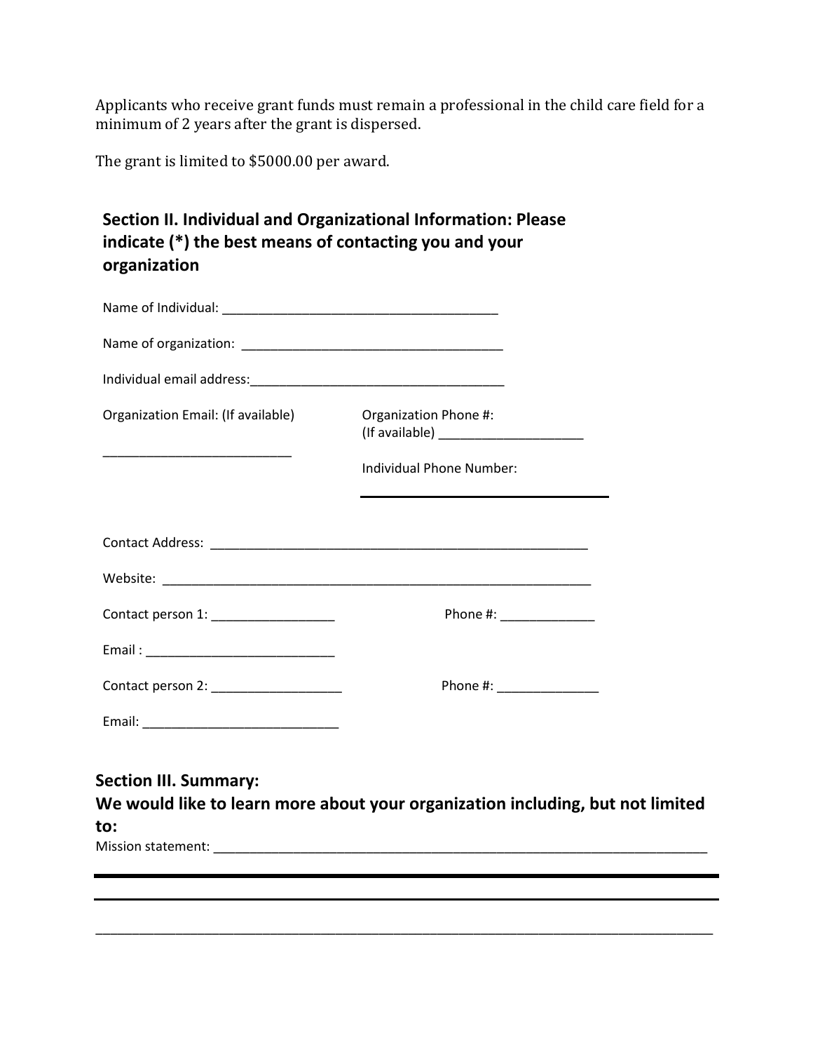Applicants who receive grant funds must remain a professional in the child care field for a minimum of 2 years after the grant is dispersed.

The grant is limited to $5000.00 per award.

## Section II. Individual and Organizational Information: Please indicate (*) the best means of contacting you and your organization

Name of Individual: _______________________________________

Name of organization: _____________________________________

Individual email address:____________________________________

Organization Email: (If available) ___________________________

Organization Phone #: (If available) ____________________

Individual Phone Number: ____________________

Contact Address: _______________________________________________________

Website: _______________________________________________________________

Contact person 1: _________________ Phone #: _____________

Email : ___________________________

Contact person 2: __________________ Phone #: ______________

Email: ____________________________

## Section III. Summary:

**We would like to learn more about your organization including, but not limited to:**

Mission statement: _________________________________________________________________________

___________________________________________________________________________________________

___________________________________________________________________________________________

___________________________________________________________________________________________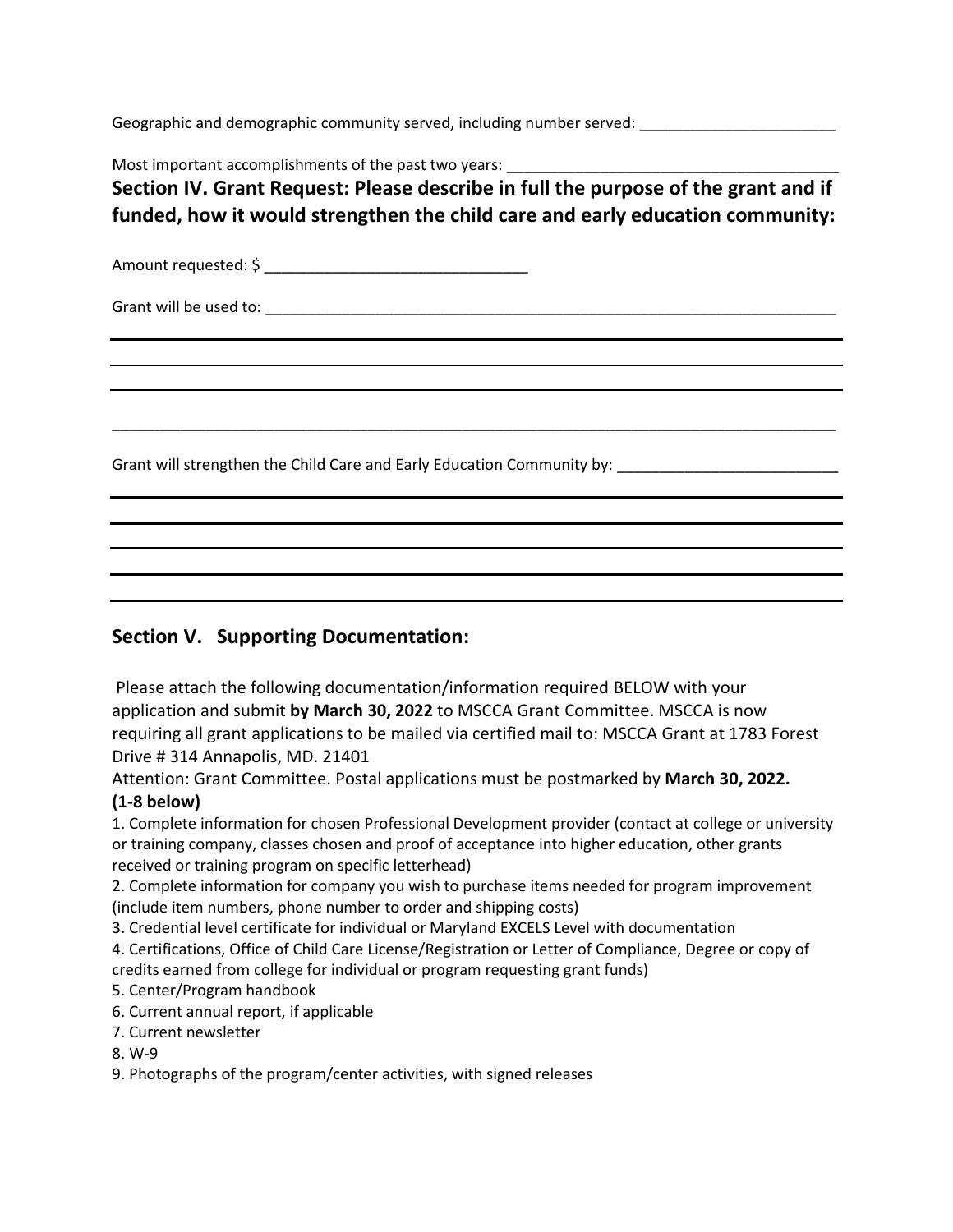Geographic and demographic community served, including number served: _______________________

Most important accomplishments of the past two years: _____________________________________

**Section IV. Grant Request: Please describe in full the purpose of the grant and if funded, how it would strengthen the child care and early education community:**

Amount requested: $ ______________________________

Grant will be used to: ____________________________________________________________________

___________________________________________________________________________________

Grant will strengthen the Child Care and Early Education Community by: _________________________

## Section V. Supporting Documentation:

Please attach the following documentation/information required BELOW with your application and submit **by March 30, 2022** to MSCCA Grant Committee. MSCCA is now requiring all grant applications to be mailed via certified mail to: MSCCA Grant at 1783 Forest Drive # 314 Annapolis, MD. 21401

Attention: Grant Committee. Postal applications must be postmarked by **March 30, 2022. (1-8 below)**

1. Complete information for chosen Professional Development provider (contact at college or university or training company, classes chosen and proof of acceptance into higher education, other grants received or training program on specific letterhead)
2. Complete information for company you wish to purchase items needed for program improvement (include item numbers, phone number to order and shipping costs)
3. Credential level certificate for individual or Maryland EXCELS Level with documentation
4. Certifications, Office of Child Care License/Registration or Letter of Compliance, Degree or copy of credits earned from college for individual or program requesting grant funds)
5. Center/Program handbook
6. Current annual report, if applicable
7. Current newsletter
8. W-9
9. Photographs of the program/center activities, with signed releases